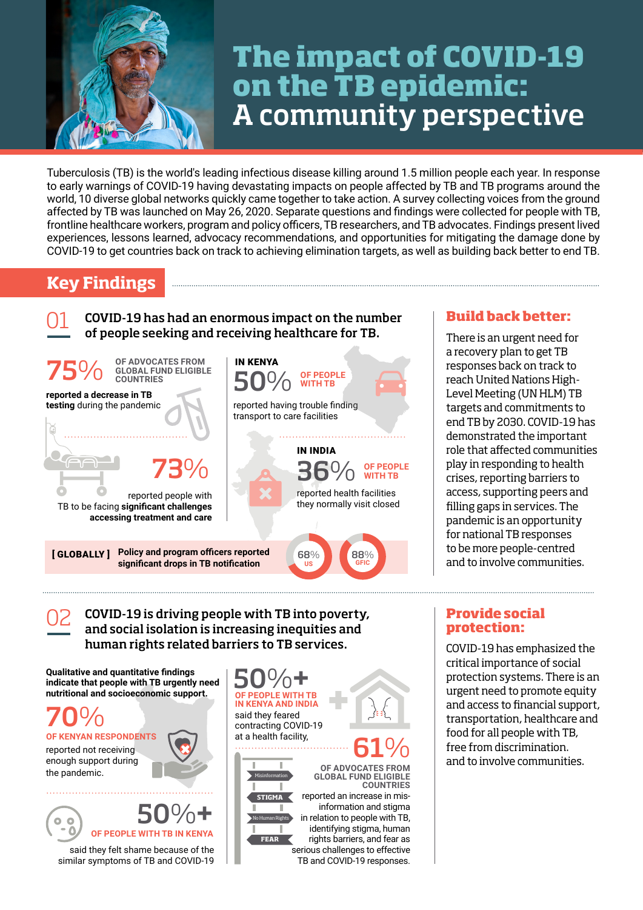# The impact of COVID-19 on the TB epidemic: A community perspective

Tuberculosis (TB) is the world's leading infectious disease killing around 1.5 million people each year. In response to early warnings of COVID-19 having devastating impacts on people affected by TB and TB programs around the world, 10 diverse global networks quickly came together to take action. A survey collecting voices from the ground affected by TB was launched on May 26, 2020. Separate questions and findings were collected for people with TB, frontline healthcare workers, program and policy officers, TB researchers, and TB advocates. Findings present lived experiences, lessons learned, advocacy recommendations, and opportunities for mitigating the damage done by COVID-19 to get countries back on track to achieving elimination targets, as well as building back better to end TB.

## Key Findings

### 01 COVID-19 has had an enormous impact on the number of people seeking and receiving healthcare for TB.

**75%** OF ADVOCATES FROM GLOBAL FUND ELIGIBLE COUNTRIES **reported a decrease in TB testing** during the pandemic

**73%** reported people with TB to be facing **significant challenges accessing treatment and care**

**IN KENYA**

**50%** OF PEOPLE WITH TB reported having trouble finding transport to care facilities

**IN INDIA**

**36%** OF PEOPLE WITH TB reported health facilities they normally visit closed

**[ GLOBALLY ]** **Policy and program officers reported significant drops in TB notification**

68% US

88% GFIC

### Build back better:

There is an urgent need for a recovery plan to get TB responses back on track to reach United Nations High-Level Meeting (UN HLM) TB targets and commitments to end TB by 2030. COVID-19 has demonstrated the important role that affected communities play in responding to health crises, reporting barriers to access, supporting peers and filling gaps in services. The pandemic is an opportunity for national TB responses to be more people-centred and to involve communities.

### 02 COVID-19 is driving people with TB into poverty, and social isolation is increasing inequities and human rights related barriers to TB services.

**Qualitative and quantitative findings indicate that people with TB urgently need nutritional and socioeconomic support.**

**70%** OF KENYAN RESPONDENTS reported not receiving enough support during the pandemic.

**50%+** OF PEOPLE WITH TB IN KENYA said they felt shame because of the similar symptoms of TB and COVID-19

**50%+** OF PEOPLE WITH TB IN KENYA AND INDIA said they feared contracting COVID-19 at a health facility,

Misinformation

STIGMA

No Human Rights

FEAR

**61%** OF ADVOCATES FROM GLOBAL FUND ELIGIBLE COUNTRIES reported an increase in misinformation and stigma in relation to people with TB, identifying stigma, human rights barriers, and fear as serious challenges to effective TB and COVID-19 responses.

### Provide social protection:

COVID-19 has emphasized the critical importance of social protection systems. There is an urgent need to promote equity and access to financial support, transportation, healthcare and food for all people with TB, free from discrimination. and to involve communities.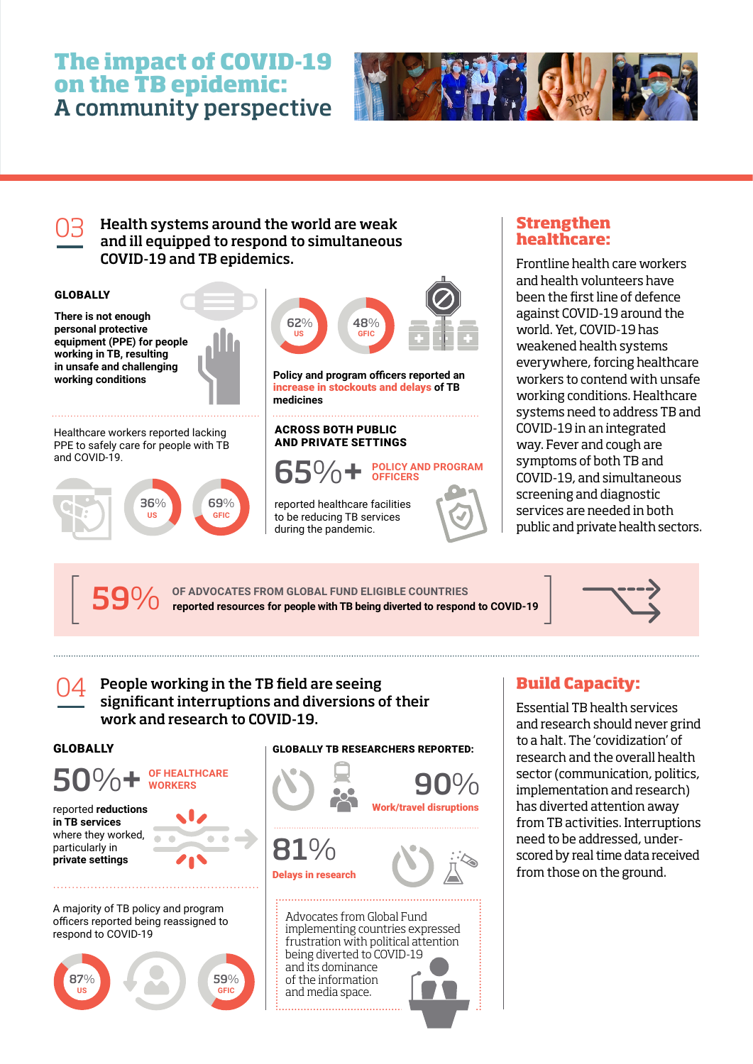# The impact of COVID-19 on the TB epidemic:
## A community perspective

## 03 Health systems around the world are weak and ill equipped to respond to simultaneous COVID-19 and TB epidemics.

**GLOBALLY**

**There is not enough personal protective equipment (PPE) for people working in TB, resulting in unsafe and challenging working conditions**

Healthcare workers reported lacking PPE to safely care for people with TB and COVID-19.

36% US

69% GFIC

62% US

48% GFIC

**Policy and program officers reported an increase in stockouts and delays of TB medicines**

**ACROSS BOTH PUBLIC AND PRIVATE SETTINGS**

65%+ POLICY AND PROGRAM OFFICERS

reported healthcare facilities to be reducing TB services during the pandemic.

### Strengthen healthcare:

Frontline health care workers and health volunteers have been the first line of defence against COVID-19 around the world. Yet, COVID-19 has weakened health systems everywhere, forcing healthcare workers to contend with unsafe working conditions. Healthcare systems need to address TB and COVID-19 in an integrated way. Fever and cough are symptoms of both TB and COVID-19, and simultaneous screening and diagnostic services are needed in both public and private health sectors.

59% OF ADVOCATES FROM GLOBAL FUND ELIGIBLE COUNTRIES **reported resources for people with TB being diverted to respond to COVID-19**

## 04 People working in the TB field are seeing significant interruptions and diversions of their work and research to COVID-19.

**GLOBALLY**

50%+ OF HEALTHCARE WORKERS

reported **reductions in TB services** where they worked, particularly in **private settings**

A majority of TB policy and program officers reported being reassigned to respond to COVID-19

87% US

59% GFIC

**GLOBALLY TB RESEARCHERS REPORTED:**

90% Work/travel disruptions

81% Delays in research

Advocates from Global Fund implementing countries expressed frustration with political attention being diverted to COVID-19 and its dominance of the information and media space.

### Build Capacity:

Essential TB health services and research should never grind to a halt. The 'covidization' of research and the overall health sector (communication, politics, implementation and research) has diverted attention away from TB activities. Interruptions need to be addressed, under-scored by real time data received from those on the ground.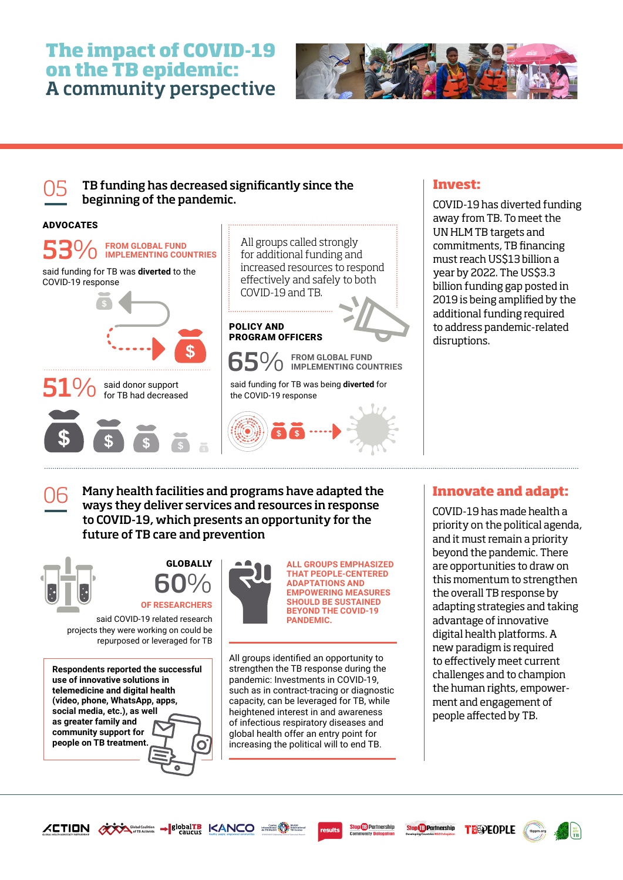# The impact of COVID-19 on the TB epidemic: A community perspective

## 05 TB funding has decreased significantly since the beginning of the pandemic.

**ADVOCATES**

**53%** FROM GLOBAL FUND IMPLEMENTING COUNTRIES

said funding for TB was **diverted** to the COVID-19 response

**51%** said donor support for TB had decreased

All groups called strongly for additional funding and increased resources to respond effectively and safely to both COVID-19 and TB.

**POLICY AND PROGRAM OFFICERS**

**65%** FROM GLOBAL FUND IMPLEMENTING COUNTRIES

said funding for TB was being **diverted** for the COVID-19 response

### Invest:

COVID-19 has diverted funding away from TB. To meet the UN HLM TB targets and commitments, TB financing must reach US$13 billion a year by 2022. The US$3.3 billion funding gap posted in 2019 is being amplified by the additional funding required to address pandemic-related disruptions.

## 06 Many health facilities and programs have adapted the ways they deliver services and resources in response to COVID-19, which presents an opportunity for the future of TB care and prevention

**GLOBALLY**

**60%** OF RESEARCHERS

said COVID-19 related research projects they were working on could be repurposed or leveraged for TB

**Respondents reported the successful use of innovative solutions in telemedicine and digital health (video, phone, WhatsApp, apps, social media, etc.), as well as greater family and community support for people on TB treatment.**

ALL GROUPS EMPHASIZED THAT PEOPLE-CENTERED ADAPTATIONS AND EMPOWERING MEASURES SHOULD BE SUSTAINED BEYOND THE COVID-19 PANDEMIC.

All groups identified an opportunity to strengthen the TB response during the pandemic: Investments in COVID-19, such as in contract-tracing or diagnostic capacity, can be leveraged for TB, while heightened interest in and awareness of infectious respiratory diseases and global health offer an entry point for increasing the political will to end TB.

### Innovate and adapt:

COVID-19 has made health a priority on the political agenda, and it must remain a priority beyond the pandemic. There are opportunities to draw on this momentum to strengthen the overall TB response by adapting strategies and taking advantage of innovative digital health platforms. A new paradigm is required to effectively meet current challenges and to champion the human rights, empowerment and engagement of people affected by TB.